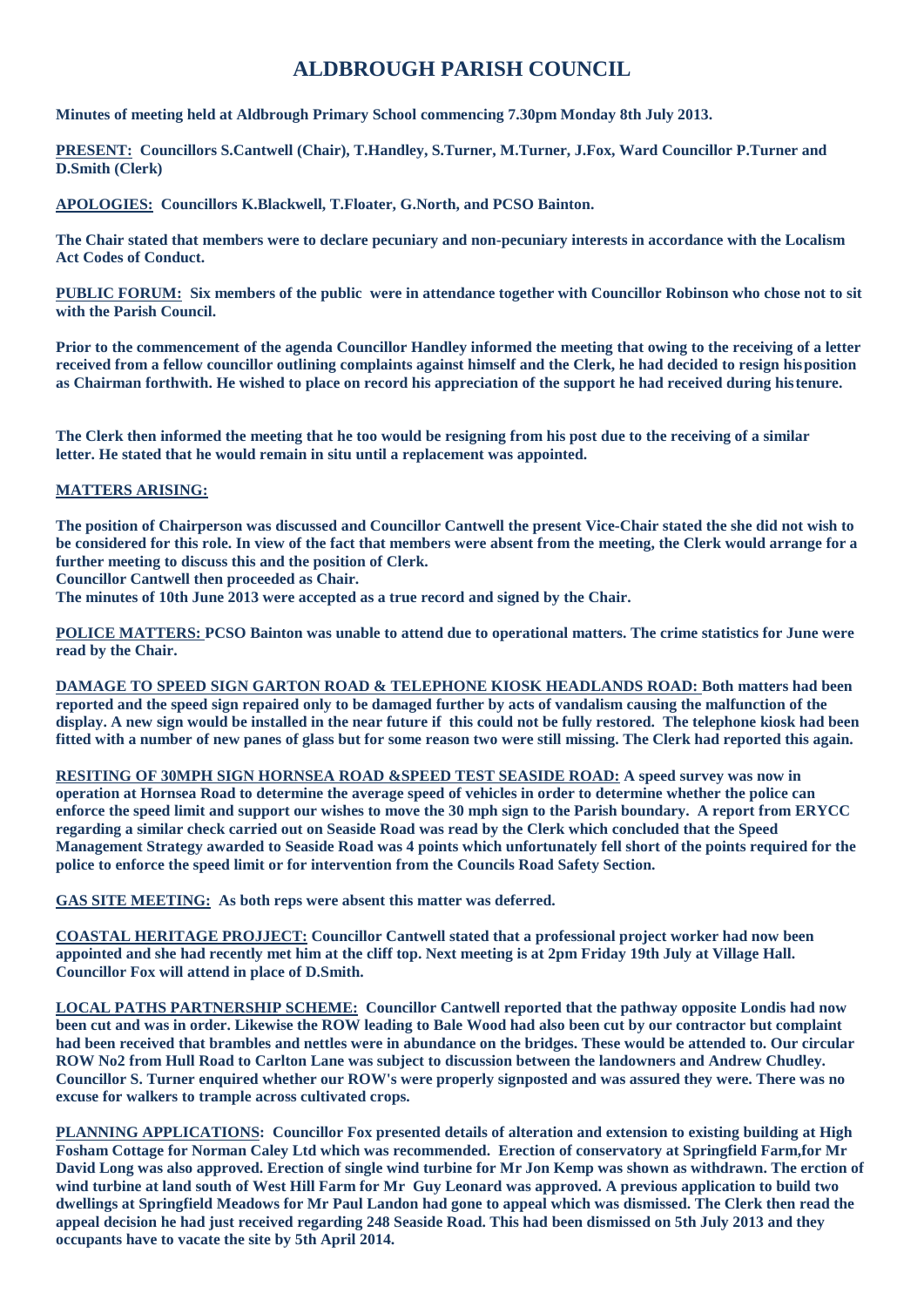# ALDBROUGH PARISH COUNCIL

**Minutes of meeting held at Aldbrough Primary School commencing 7.30pm Monday 8th July 2013.**

**PRESENT: Councillors S.Cantwell (Chair), T.Handley, S.Turner, M.Turner, J.Fox, Ward Councillor P.Turner and D.Smith (Clerk)**

**APOLOGIES: Councillors K.Blackwell, T.Floater, G.North, and PCSO Bainton.**

**The Chair stated that members were to declare pecuniary and non-pecuniary interests in accordance with the Localism Act Codes of Conduct.**

**PUBLIC FORUM: Six members of the public were in attendance together with Councillor Robinson who chose not to sit with the Parish Council.**

**Prior to the commencement of the agenda Councillor Handley informed the meeting that owing to the receiving of a letter received from a fellow councillor outlining complaints against himself and the Clerk, he had decided to resign his position as Chairman forthwith. He wished to place on record his appreciation of the support he had received during his tenure.**

**The Clerk then informed the meeting that he too would be resigning from his post due to the receiving of a similar letter. He stated that he would remain in situ until a replacement was appointed.**

**MATTERS ARISING:**

**The position of Chairperson was discussed and Councillor Cantwell the present Vice-Chair stated the she did not wish to be considered for this role. In view of the fact that members were absent from the meeting, the Clerk would arrange for a further meeting to discuss this and the position of Clerk.**
**Councillor Cantwell then proceeded as Chair.**
**The minutes of 10th June 2013 were accepted as a true record and signed by the Chair.**

**POLICE MATTERS: PCSO Bainton was unable to attend due to operational matters. The crime statistics for June were read by the Chair.**

**DAMAGE TO SPEED SIGN GARTON ROAD & TELEPHONE KIOSK HEADLANDS ROAD: Both matters had been reported and the speed sign repaired only to be damaged further by acts of vandalism causing the malfunction of the display. A new sign would be installed in the near future if this could not be fully restored. The telephone kiosk had been fitted with a number of new panes of glass but for some reason two were still missing. The Clerk had reported this again.**

**RESITING OF 30MPH SIGN HORNSEA ROAD &SPEED TEST SEASIDE ROAD: A speed survey was now in operation at Hornsea Road to determine the average speed of vehicles in order to determine whether the police can enforce the speed limit and support our wishes to move the 30 mph sign to the Parish boundary. A report from ERYCC regarding a similar check carried out on Seaside Road was read by the Clerk which concluded that the Speed Management Strategy awarded to Seaside Road was 4 points which unfortunately fell short of the points required for the police to enforce the speed limit or for intervention from the Councils Road Safety Section.**

**GAS SITE MEETING: As both reps were absent this matter was deferred.**

**COASTAL HERITAGE PROJJECT: Councillor Cantwell stated that a professional project worker had now been appointed and she had recently met him at the cliff top. Next meeting is at 2pm Friday 19th July at Village Hall. Councillor Fox will attend in place of D.Smith.**

**LOCAL PATHS PARTNERSHIP SCHEME: Councillor Cantwell reported that the pathway opposite Londis had now been cut and was in order. Likewise the ROW leading to Bale Wood had also been cut by our contractor but complaint had been received that brambles and nettles were in abundance on the bridges. These would be attended to. Our circular ROW No2 from Hull Road to Carlton Lane was subject to discussion between the landowners and Andrew Chudley. Councillor S. Turner enquired whether our ROW's were properly signposted and was assured they were. There was no excuse for walkers to trample across cultivated crops.**

**PLANNING APPLICATIONS: Councillor Fox presented details of alteration and extension to existing building at High Fosham Cottage for Norman Caley Ltd which was recommended. Erection of conservatory at Springfield Farm,for Mr David Long was also approved. Erection of single wind turbine for Mr Jon Kemp was shown as withdrawn. The erction of wind turbine at land south of West Hill Farm for Mr Guy Leonard was approved. A previous application to build two dwellings at Springfield Meadows for Mr Paul Landon had gone to appeal which was dismissed. The Clerk then read the appeal decision he had just received regarding 248 Seaside Road. This had been dismissed on 5th July 2013 and they occupants have to vacate the site by 5th April 2014.**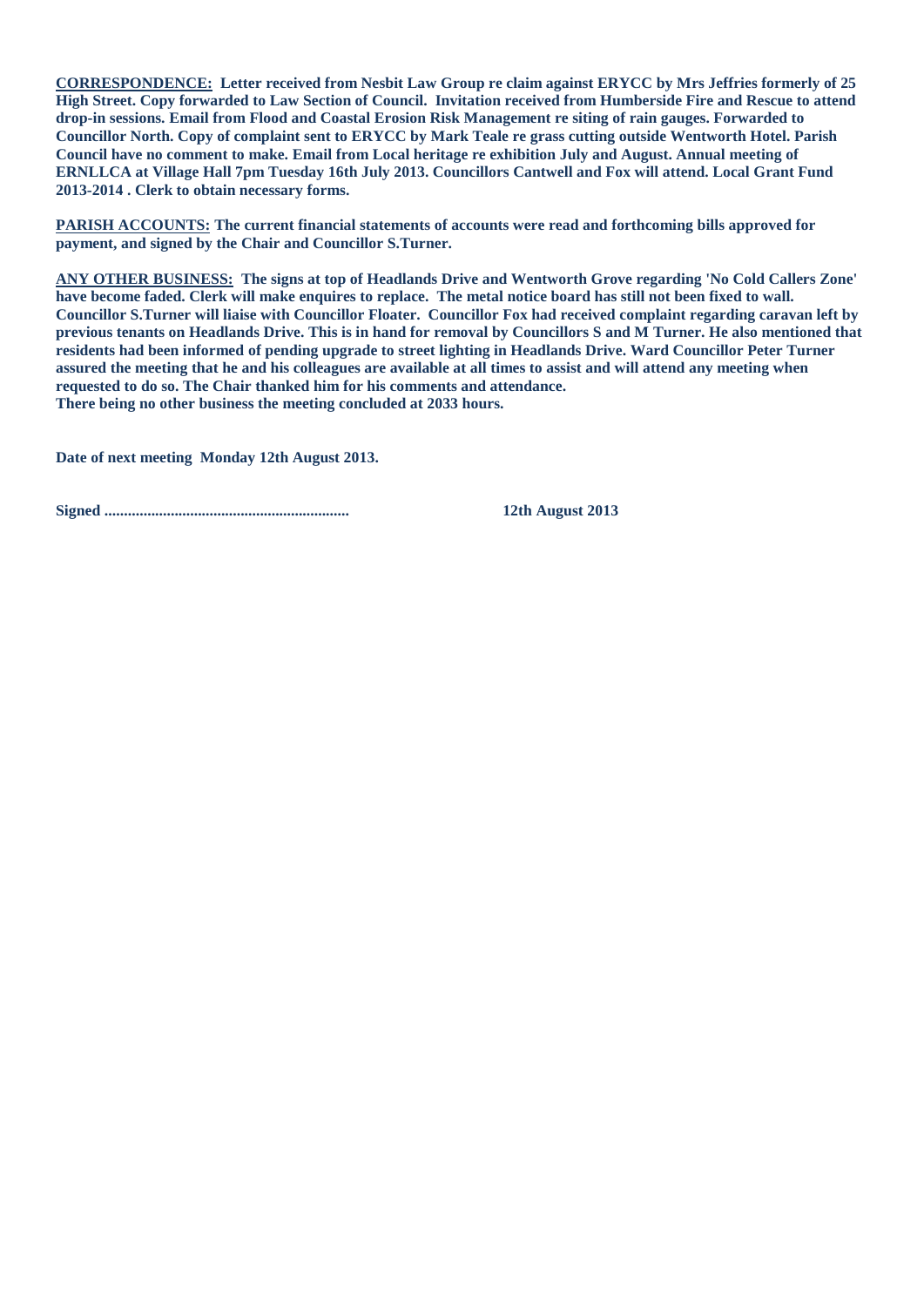**<u>CORRESPONDENCE:</u> Letter received from Nesbit Law Group re claim against ERYCC by Mrs Jeffries formerly of 25 High Street. Copy forwarded to Law Section of Council. Invitation received from Humberside Fire and Rescue to attend drop-in sessions. Email from Flood and Coastal Erosion Risk Management re siting of rain gauges. Forwarded to Councillor North. Copy of complaint sent to ERYCC by Mark Teale re grass cutting outside Wentworth Hotel. Parish Council have no comment to make. Email from Local heritage re exhibition July and August. Annual meeting of ERNLLCA at Village Hall 7pm Tuesday 16th July 2013. Councillors Cantwell and Fox will attend. Local Grant Fund 2013-2014 . Clerk to obtain necessary forms.**

**<u>PARISH ACCOUNTS:</u> The current financial statements of accounts were read and forthcoming bills approved for payment, and signed by the Chair and Councillor S.Turner.**

**<u>ANY OTHER BUSINESS:</u> The signs at top of Headlands Drive and Wentworth Grove regarding 'No Cold Callers Zone' have become faded. Clerk will make enquires to replace. The metal notice board has still not been fixed to wall. Councillor S.Turner will liaise with Councillor Floater. Councillor Fox had received complaint regarding caravan left by previous tenants on Headlands Drive. This is in hand for removal by Councillors S and M Turner. He also mentioned that residents had been informed of pending upgrade to street lighting in Headlands Drive. Ward Councillor Peter Turner assured the meeting that he and his colleagues are available at all times to assist and will attend any meeting when requested to do so. The Chair thanked him for his comments and attendance.**
**There being no other business the meeting concluded at 2033 hours.**

**Date of next meeting Monday 12th August 2013.**

**Signed ..............................................................  12th August 2013**